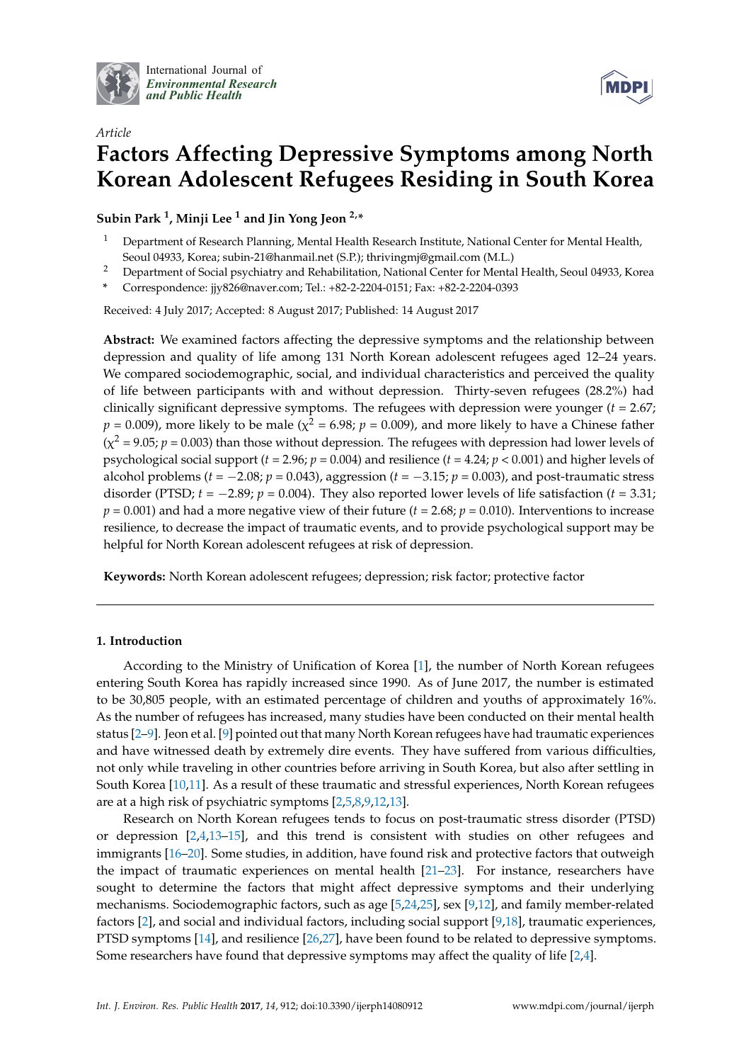*Article*

# Factors Affecting Depressive Symptoms among North Korean Adolescent Refugees Residing in South Korea

**Subin Park [1], Minji Lee [1] and Jin Yong Jeon [2,*]**

[1] Department of Research Planning, Mental Health Research Institute, National Center for Mental Health, Seoul 04933, Korea; subin-21@hanmail.net (S.P.); thrivingmj@gmail.com (M.L.)

[2] Department of Social psychiatry and Rehabilitation, National Center for Mental Health, Seoul 04933, Korea

\* Correspondence: jjy826@naver.com; Tel.: +82-2-2204-0151; Fax: +82-2-2204-0393

Received: 4 July 2017; Accepted: 8 August 2017; Published: 14 August 2017

**Abstract:** We examined factors affecting the depressive symptoms and the relationship between depression and quality of life among 131 North Korean adolescent refugees aged 12–24 years. We compared sociodemographic, social, and individual characteristics and perceived the quality of life between participants with and without depression. Thirty-seven refugees (28.2%) had clinically significant depressive symptoms. The refugees with depression were younger ($t = 2.67$; $p = 0.009$), more likely to be male ($\chi^2 = 6.98$; $p = 0.009$), and more likely to have a Chinese father ($\chi^2 = 9.05$; $p = 0.003$) than those without depression. The refugees with depression had lower levels of psychological social support ($t = 2.96$; $p = 0.004$) and resilience ($t = 4.24$; $p < 0.001$) and higher levels of alcohol problems ($t = -2.08$; $p = 0.043$), aggression ($t = -3.15$; $p = 0.003$), and post-traumatic stress disorder (PTSD; $t = -2.89$; $p = 0.004$). They also reported lower levels of life satisfaction ($t = 3.31$; $p = 0.001$) and had a more negative view of their future ($t = 2.68$; $p = 0.010$). Interventions to increase resilience, to decrease the impact of traumatic events, and to provide psychological support may be helpful for North Korean adolescent refugees at risk of depression.

**Keywords:** North Korean adolescent refugees; depression; risk factor; protective factor

## 1. Introduction

According to the Ministry of Unification of Korea [1], the number of North Korean refugees entering South Korea has rapidly increased since 1990. As of June 2017, the number is estimated to be 30,805 people, with an estimated percentage of children and youths of approximately 16%. As the number of refugees has increased, many studies have been conducted on their mental health status [2–9]. Jeon et al. [9] pointed out that many North Korean refugees have had traumatic experiences and have witnessed death by extremely dire events. They have suffered from various difficulties, not only while traveling in other countries before arriving in South Korea, but also after settling in South Korea [10,11]. As a result of these traumatic and stressful experiences, North Korean refugees are at a high risk of psychiatric symptoms [2,5,8,9,12,13].

Research on North Korean refugees tends to focus on post-traumatic stress disorder (PTSD) or depression [2,4,13–15], and this trend is consistent with studies on other refugees and immigrants [16–20]. Some studies, in addition, have found risk and protective factors that outweigh the impact of traumatic experiences on mental health [21–23]. For instance, researchers have sought to determine the factors that might affect depressive symptoms and their underlying mechanisms. Sociodemographic factors, such as age [5,24,25], sex [9,12], and family member-related factors [2], and social and individual factors, including social support [9,18], traumatic experiences, PTSD symptoms [14], and resilience [26,27], have been found to be related to depressive symptoms. Some researchers have found that depressive symptoms may affect the quality of life [2,4].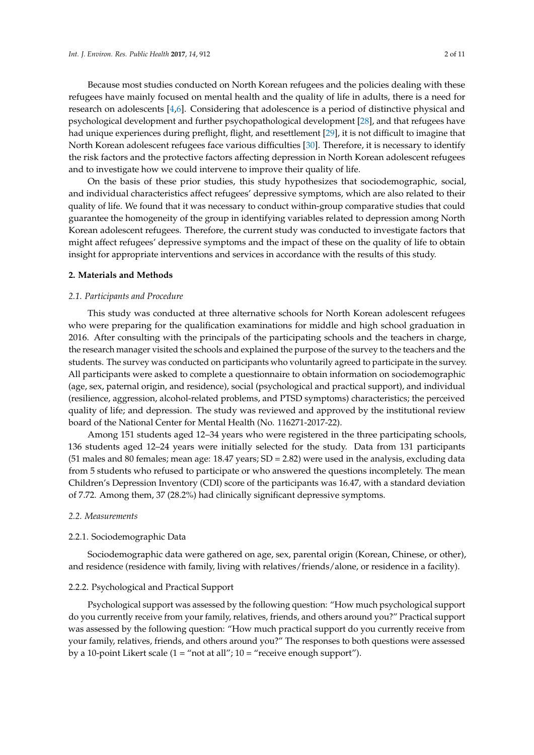Because most studies conducted on North Korean refugees and the policies dealing with these refugees have mainly focused on mental health and the quality of life in adults, there is a need for research on adolescents [4,6]. Considering that adolescence is a period of distinctive physical and psychological development and further psychopathological development [28], and that refugees have had unique experiences during preflight, flight, and resettlement [29], it is not difficult to imagine that North Korean adolescent refugees face various difficulties [30]. Therefore, it is necessary to identify the risk factors and the protective factors affecting depression in North Korean adolescent refugees and to investigate how we could intervene to improve their quality of life.

On the basis of these prior studies, this study hypothesizes that sociodemographic, social, and individual characteristics affect refugees' depressive symptoms, which are also related to their quality of life. We found that it was necessary to conduct within-group comparative studies that could guarantee the homogeneity of the group in identifying variables related to depression among North Korean adolescent refugees. Therefore, the current study was conducted to investigate factors that might affect refugees' depressive symptoms and the impact of these on the quality of life to obtain insight for appropriate interventions and services in accordance with the results of this study.

## 2. Materials and Methods

### *2.1. Participants and Procedure*

This study was conducted at three alternative schools for North Korean adolescent refugees who were preparing for the qualification examinations for middle and high school graduation in 2016. After consulting with the principals of the participating schools and the teachers in charge, the research manager visited the schools and explained the purpose of the survey to the teachers and the students. The survey was conducted on participants who voluntarily agreed to participate in the survey. All participants were asked to complete a questionnaire to obtain information on sociodemographic (age, sex, paternal origin, and residence), social (psychological and practical support), and individual (resilience, aggression, alcohol-related problems, and PTSD symptoms) characteristics; the perceived quality of life; and depression. The study was reviewed and approved by the institutional review board of the National Center for Mental Health (No. 116271-2017-22).

Among 151 students aged 12–34 years who were registered in the three participating schools, 136 students aged 12–24 years were initially selected for the study. Data from 131 participants (51 males and 80 females; mean age: 18.47 years; SD = 2.82) were used in the analysis, excluding data from 5 students who refused to participate or who answered the questions incompletely. The mean Children's Depression Inventory (CDI) score of the participants was 16.47, with a standard deviation of 7.72. Among them, 37 (28.2%) had clinically significant depressive symptoms.

### *2.2. Measurements*

#### 2.2.1. Sociodemographic Data

Sociodemographic data were gathered on age, sex, parental origin (Korean, Chinese, or other), and residence (residence with family, living with relatives/friends/alone, or residence in a facility).

#### 2.2.2. Psychological and Practical Support

Psychological support was assessed by the following question: "How much psychological support do you currently receive from your family, relatives, friends, and others around you?" Practical support was assessed by the following question: "How much practical support do you currently receive from your family, relatives, friends, and others around you?" The responses to both questions were assessed by a 10-point Likert scale (1 = "not at all"; 10 = "receive enough support").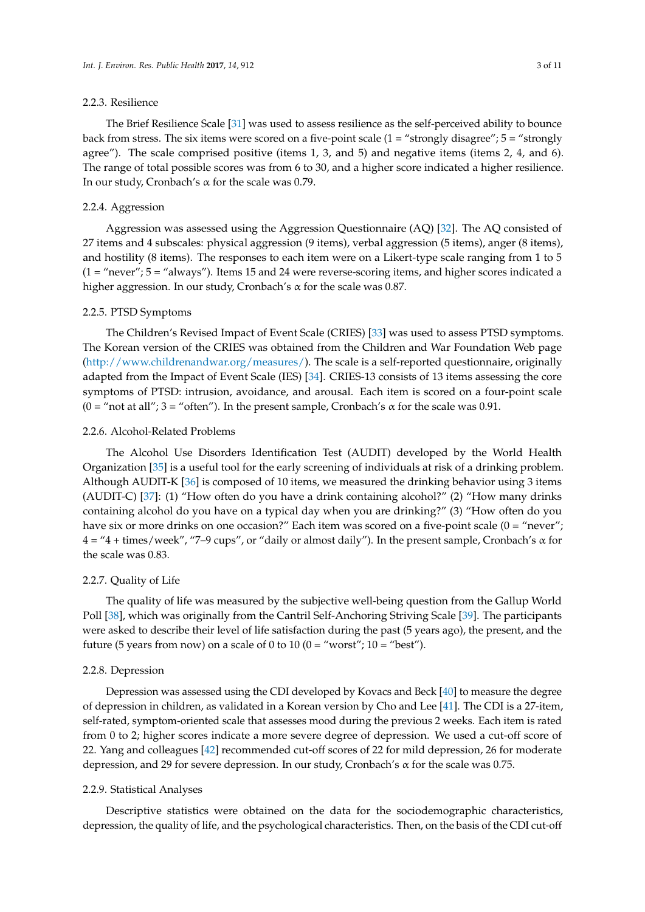#### 2.2.3. Resilience

The Brief Resilience Scale [31] was used to assess resilience as the self-perceived ability to bounce back from stress. The six items were scored on a five-point scale (1 = "strongly disagree"; 5 = "strongly agree"). The scale comprised positive (items 1, 3, and 5) and negative items (items 2, 4, and 6). The range of total possible scores was from 6 to 30, and a higher score indicated a higher resilience. In our study, Cronbach's α for the scale was 0.79.

#### 2.2.4. Aggression

Aggression was assessed using the Aggression Questionnaire (AQ) [32]. The AQ consisted of 27 items and 4 subscales: physical aggression (9 items), verbal aggression (5 items), anger (8 items), and hostility (8 items). The responses to each item were on a Likert-type scale ranging from 1 to 5 (1 = "never"; 5 = "always"). Items 15 and 24 were reverse-scoring items, and higher scores indicated a higher aggression. In our study, Cronbach's α for the scale was 0.87.

#### 2.2.5. PTSD Symptoms

The Children's Revised Impact of Event Scale (CRIES) [33] was used to assess PTSD symptoms. The Korean version of the CRIES was obtained from the Children and War Foundation Web page (http://www.childrenandwar.org/measures/). The scale is a self-reported questionnaire, originally adapted from the Impact of Event Scale (IES) [34]. CRIES-13 consists of 13 items assessing the core symptoms of PTSD: intrusion, avoidance, and arousal. Each item is scored on a four-point scale (0 = "not at all"; 3 = "often"). In the present sample, Cronbach's α for the scale was 0.91.

#### 2.2.6. Alcohol-Related Problems

The Alcohol Use Disorders Identification Test (AUDIT) developed by the World Health Organization [35] is a useful tool for the early screening of individuals at risk of a drinking problem. Although AUDIT-K [36] is composed of 10 items, we measured the drinking behavior using 3 items (AUDIT-C) [37]: (1) "How often do you have a drink containing alcohol?" (2) "How many drinks containing alcohol do you have on a typical day when you are drinking?" (3) "How often do you have six or more drinks on one occasion?" Each item was scored on a five-point scale (0 = "never"; 4 = "4 + times/week", "7–9 cups", or "daily or almost daily"). In the present sample, Cronbach's α for the scale was 0.83.

#### 2.2.7. Quality of Life

The quality of life was measured by the subjective well-being question from the Gallup World Poll [38], which was originally from the Cantril Self-Anchoring Striving Scale [39]. The participants were asked to describe their level of life satisfaction during the past (5 years ago), the present, and the future (5 years from now) on a scale of 0 to 10 (0 = "worst"; 10 = "best").

#### 2.2.8. Depression

Depression was assessed using the CDI developed by Kovacs and Beck [40] to measure the degree of depression in children, as validated in a Korean version by Cho and Lee [41]. The CDI is a 27-item, self-rated, symptom-oriented scale that assesses mood during the previous 2 weeks. Each item is rated from 0 to 2; higher scores indicate a more severe degree of depression. We used a cut-off score of 22. Yang and colleagues [42] recommended cut-off scores of 22 for mild depression, 26 for moderate depression, and 29 for severe depression. In our study, Cronbach's α for the scale was 0.75.

#### 2.2.9. Statistical Analyses

Descriptive statistics were obtained on the data for the sociodemographic characteristics, depression, the quality of life, and the psychological characteristics. Then, on the basis of the CDI cut-off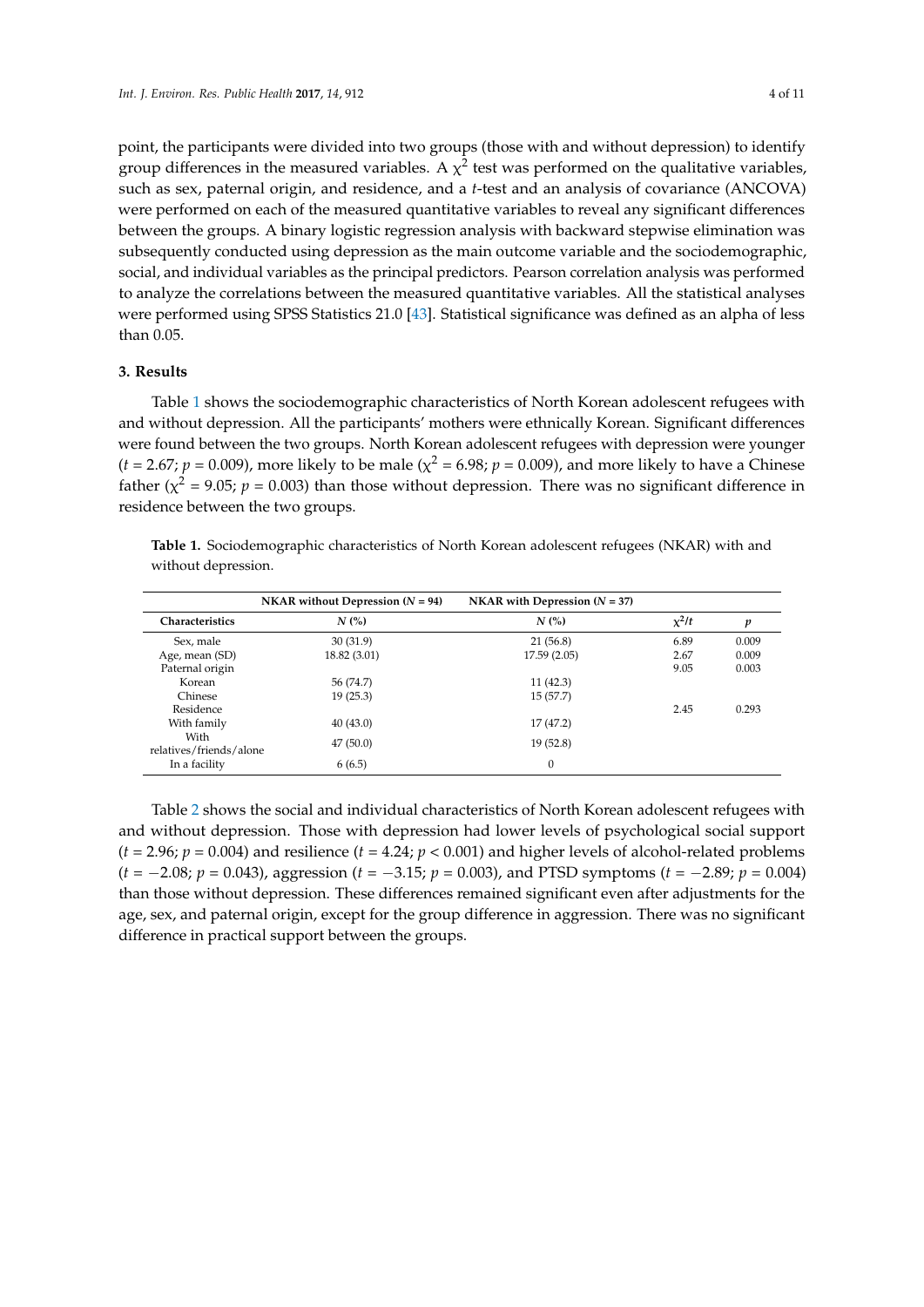point, the participants were divided into two groups (those with and without depression) to identify group differences in the measured variables. A $\chi^2$ test was performed on the qualitative variables, such as sex, paternal origin, and residence, and a *t*-test and an analysis of covariance (ANCOVA) were performed on each of the measured quantitative variables to reveal any significant differences between the groups. A binary logistic regression analysis with backward stepwise elimination was subsequently conducted using depression as the main outcome variable and the sociodemographic, social, and individual variables as the principal predictors. Pearson correlation analysis was performed to analyze the correlations between the measured quantitative variables. All the statistical analyses were performed using SPSS Statistics 21.0 [43]. Statistical significance was defined as an alpha of less than 0.05.

## 3. Results

Table 1 shows the sociodemographic characteristics of North Korean adolescent refugees with and without depression. All the participants' mothers were ethnically Korean. Significant differences were found between the two groups. North Korean adolescent refugees with depression were younger ($t$ = 2.67; $p$ = 0.009), more likely to be male ($\chi^2$ = 6.98; $p$ = 0.009), and more likely to have a Chinese father ($\chi^2$ = 9.05; $p$ = 0.003) than those without depression. There was no significant difference in residence between the two groups.

**Table 1.** Sociodemographic characteristics of North Korean adolescent refugees (NKAR) with and without depression.

| | NKAR without Depression ($N$ = 94) | NKAR with Depression ($N$ = 37) | | |
|---|---|---|---|---|
| **Characteristics** | ***N* (%)** | ***N* (%)** | $\chi^2/t$ | $p$ |
| Sex, male | 30 (31.9) | 21 (56.8) | 6.89 | 0.009 |
| Age, mean (SD) | 18.82 (3.01) | 17.59 (2.05) | 2.67 | 0.009 |
| Paternal origin | | | 9.05 | 0.003 |
| Korean | 56 (74.7) | 11 (42.3) | | |
| Chinese | 19 (25.3) | 15 (57.7) | | |
| Residence | | | 2.45 | 0.293 |
| With family | 40 (43.0) | 17 (47.2) | | |
| With relatives/friends/alone | 47 (50.0) | 19 (52.8) | | |
| In a facility | 6 (6.5) | 0 | | |

Table 2 shows the social and individual characteristics of North Korean adolescent refugees with and without depression. Those with depression had lower levels of psychological social support ($t$ = 2.96; $p$ = 0.004) and resilience ($t$ = 4.24; $p$ < 0.001) and higher levels of alcohol-related problems ($t$ = −2.08; $p$ = 0.043), aggression ($t$ = −3.15; $p$ = 0.003), and PTSD symptoms ($t$ = −2.89; $p$ = 0.004) than those without depression. These differences remained significant even after adjustments for the age, sex, and paternal origin, except for the group difference in aggression. There was no significant difference in practical support between the groups.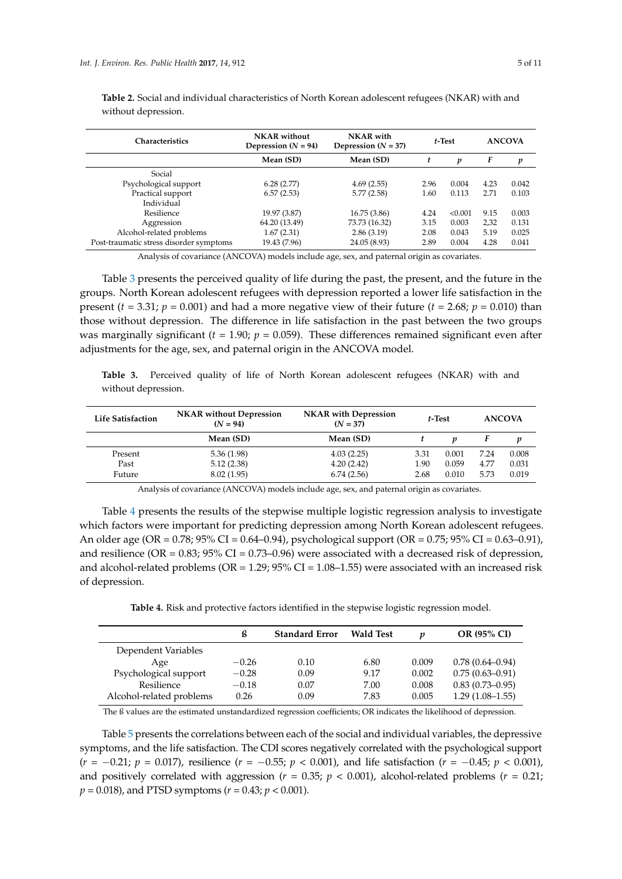**Table 2.** Social and individual characteristics of North Korean adolescent refugees (NKAR) with and without depression.

| Characteristics | NKAR without Depression ($N$ = 94) | NKAR with Depression ($N$ = 37) | $t$-Test | | ANCOVA | |
|---|---|---|---|---|---|---|
| | Mean (SD) | Mean (SD) | $t$ | $p$ | $F$ | $p$ |
| Social | | | | | | |
| Psychological support | 6.28 (2.77) | 4.69 (2.55) | 2.96 | 0.004 | 4.23 | 0.042 |
| Practical support | 6.57 (2.53) | 5.77 (2.58) | 1.60 | 0.113 | 2.71 | 0.103 |
| Individual | | | | | | |
| Resilience | 19.97 (3.87) | 16.75 (3.86) | 4.24 | <0.001 | 9.15 | 0.003 |
| Aggression | 64.20 (13.49) | 73.73 (16.32) | 3.15 | 0.003 | 2,32 | 0.131 |
| Alcohol-related problems | 1.67 (2.31) | 2.86 (3.19) | 2.08 | 0.043 | 5.19 | 0.025 |
| Post-traumatic stress disorder symptoms | 19.43 (7.96) | 24.05 (8.93) | 2.89 | 0.004 | 4.28 | 0.041 |

Analysis of covariance (ANCOVA) models include age, sex, and paternal origin as covariates.

Table 3 presents the perceived quality of life during the past, the present, and the future in the groups. North Korean adolescent refugees with depression reported a lower life satisfaction in the present ($t$ = 3.31; $p$ = 0.001) and had a more negative view of their future ($t$ = 2.68; $p$ = 0.010) than those without depression. The difference in life satisfaction in the past between the two groups was marginally significant ($t$ = 1.90; $p$ = 0.059). These differences remained significant even after adjustments for the age, sex, and paternal origin in the ANCOVA model.

**Table 3.** Perceived quality of life of North Korean adolescent refugees (NKAR) with and without depression.

| Life Satisfaction | NKAR without Depression ($N$ = 94) | NKAR with Depression ($N$ = 37) | $t$-Test | | ANCOVA | |
|---|---|---|---|---|---|---|
| | Mean (SD) | Mean (SD) | $t$ | $p$ | $F$ | $p$ |
| Present | 5.36 (1.98) | 4.03 (2.25) | 3.31 | 0.001 | 7.24 | 0.008 |
| Past | 5.12 (2.38) | 4.20 (2.42) | 1.90 | 0.059 | 4.77 | 0.031 |
| Future | 8.02 (1.95) | 6.74 (2.56) | 2.68 | 0.010 | 5.73 | 0.019 |

Analysis of covariance (ANCOVA) models include age, sex, and paternal origin as covariates.

Table 4 presents the results of the stepwise multiple logistic regression analysis to investigate which factors were important for predicting depression among North Korean adolescent refugees. An older age (OR = 0.78; 95% CI = 0.64–0.94), psychological support (OR = 0.75; 95% CI = 0.63–0.91), and resilience (OR = 0.83; 95% CI = 0.73–0.96) were associated with a decreased risk of depression, and alcohol-related problems (OR = 1.29; 95% CI = 1.08–1.55) were associated with an increased risk of depression.

**Table 4.** Risk and protective factors identified in the stepwise logistic regression model.

| | ß | Standard Error | Wald Test | $p$ | OR (95% CI) |
|---|---|---|---|---|---|
| Dependent Variables | | | | | |
| Age | −0.26 | 0.10 | 6.80 | 0.009 | 0.78 (0.64–0.94) |
| Psychological support | −0.28 | 0.09 | 9.17 | 0.002 | 0.75 (0.63–0.91) |
| Resilience | −0.18 | 0.07 | 7.00 | 0.008 | 0.83 (0.73–0.95) |
| Alcohol-related problems | 0.26 | 0.09 | 7.83 | 0.005 | 1.29 (1.08–1.55) |

The ß values are the estimated unstandardized regression coefficients; OR indicates the likelihood of depression.

Table 5 presents the correlations between each of the social and individual variables, the depressive symptoms, and the life satisfaction. The CDI scores negatively correlated with the psychological support ($r$ = −0.21; $p$ = 0.017), resilience ($r$ = −0.55; $p$ < 0.001), and life satisfaction ($r$ = −0.45; $p$ < 0.001), and positively correlated with aggression ($r$ = 0.35; $p$ < 0.001), alcohol-related problems ($r$ = 0.21; $p$ = 0.018), and PTSD symptoms ($r$ = 0.43; $p$ < 0.001).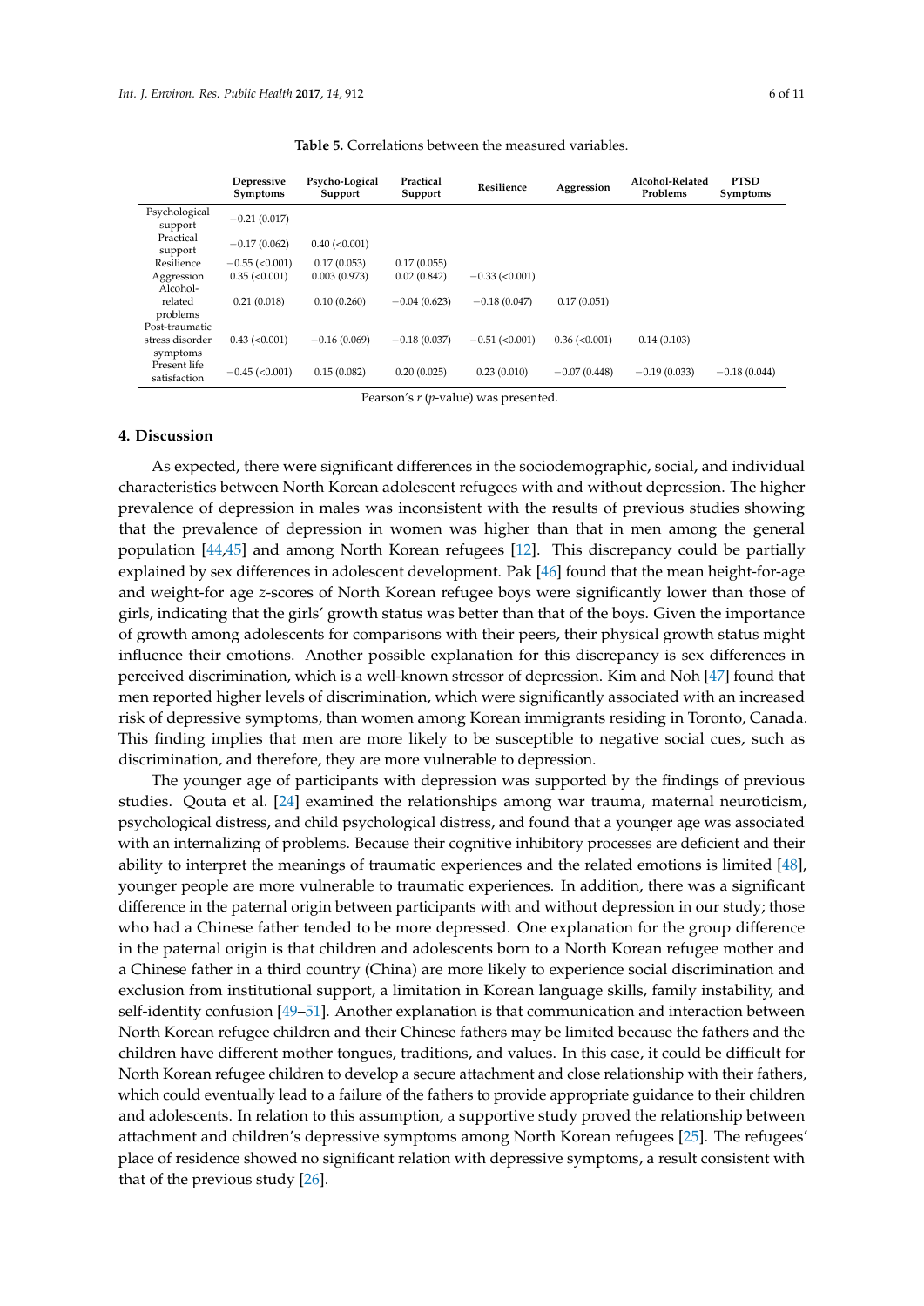**Table 5.** Correlations between the measured variables.

| | Depressive Symptoms | Psycho-Logical Support | Practical Support | Resilience | Aggression | Alcohol-Related Problems | PTSD Symptoms |
|---|---|---|---|---|---|---|---|
| Psychological support | −0.21 (0.017) | | | | | | |
| Practical support | −0.17 (0.062) | 0.40 (<0.001) | | | | | |
| Resilience | −0.55 (<0.001) | 0.17 (0.053) | 0.17 (0.055) | | | | |
| Aggression | 0.35 (<0.001) | 0.003 (0.973) | 0.02 (0.842) | −0.33 (<0.001) | | | |
| Alcohol-related problems | 0.21 (0.018) | 0.10 (0.260) | −0.04 (0.623) | −0.18 (0.047) | 0.17 (0.051) | | |
| Post-traumatic stress disorder symptoms | 0.43 (<0.001) | −0.16 (0.069) | −0.18 (0.037) | −0.51 (<0.001) | 0.36 (<0.001) | 0.14 (0.103) | |
| Present life satisfaction | −0.45 (<0.001) | 0.15 (0.082) | 0.20 (0.025) | 0.23 (0.010) | −0.07 (0.448) | −0.19 (0.033) | −0.18 (0.044) |

Pearson's $r$ ($p$-value) was presented.

## 4. Discussion

As expected, there were significant differences in the sociodemographic, social, and individual characteristics between North Korean adolescent refugees with and without depression. The higher prevalence of depression in males was inconsistent with the results of previous studies showing that the prevalence of depression in women was higher than that in men among the general population [44,45] and among North Korean refugees [12]. This discrepancy could be partially explained by sex differences in adolescent development. Pak [46] found that the mean height-for-age and weight-for age $z$-scores of North Korean refugee boys were significantly lower than those of girls, indicating that the girls' growth status was better than that of the boys. Given the importance of growth among adolescents for comparisons with their peers, their physical growth status might influence their emotions. Another possible explanation for this discrepancy is sex differences in perceived discrimination, which is a well-known stressor of depression. Kim and Noh [47] found that men reported higher levels of discrimination, which were significantly associated with an increased risk of depressive symptoms, than women among Korean immigrants residing in Toronto, Canada. This finding implies that men are more likely to be susceptible to negative social cues, such as discrimination, and therefore, they are more vulnerable to depression.

The younger age of participants with depression was supported by the findings of previous studies. Qouta et al. [24] examined the relationships among war trauma, maternal neuroticism, psychological distress, and child psychological distress, and found that a younger age was associated with an internalizing of problems. Because their cognitive inhibitory processes are deficient and their ability to interpret the meanings of traumatic experiences and the related emotions is limited [48], younger people are more vulnerable to traumatic experiences. In addition, there was a significant difference in the paternal origin between participants with and without depression in our study; those who had a Chinese father tended to be more depressed. One explanation for the group difference in the paternal origin is that children and adolescents born to a North Korean refugee mother and a Chinese father in a third country (China) are more likely to experience social discrimination and exclusion from institutional support, a limitation in Korean language skills, family instability, and self-identity confusion [49–51]. Another explanation is that communication and interaction between North Korean refugee children and their Chinese fathers may be limited because the fathers and the children have different mother tongues, traditions, and values. In this case, it could be difficult for North Korean refugee children to develop a secure attachment and close relationship with their fathers, which could eventually lead to a failure of the fathers to provide appropriate guidance to their children and adolescents. In relation to this assumption, a supportive study proved the relationship between attachment and children's depressive symptoms among North Korean refugees [25]. The refugees' place of residence showed no significant relation with depressive symptoms, a result consistent with that of the previous study [26].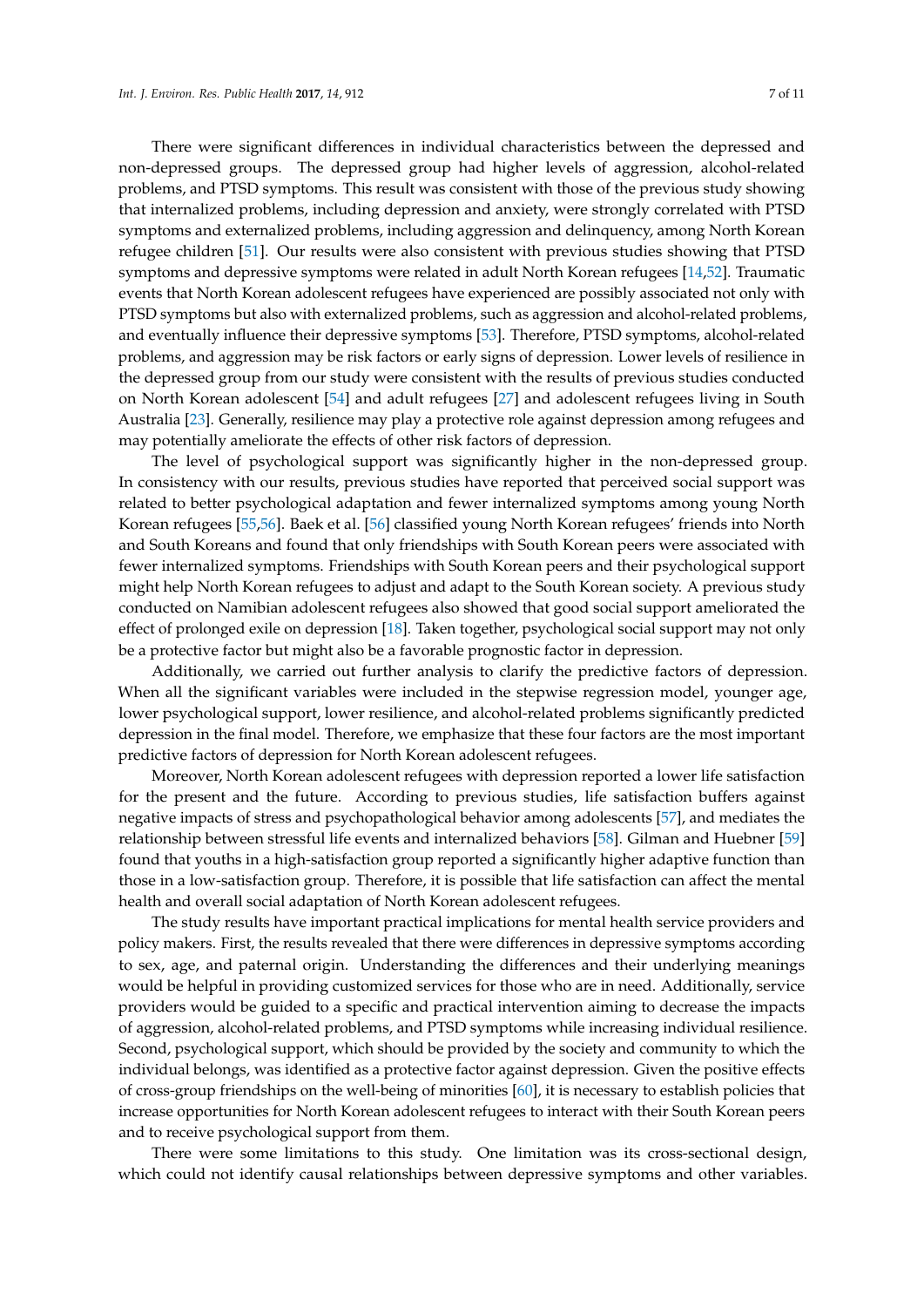There were significant differences in individual characteristics between the depressed and non-depressed groups. The depressed group had higher levels of aggression, alcohol-related problems, and PTSD symptoms. This result was consistent with those of the previous study showing that internalized problems, including depression and anxiety, were strongly correlated with PTSD symptoms and externalized problems, including aggression and delinquency, among North Korean refugee children [51]. Our results were also consistent with previous studies showing that PTSD symptoms and depressive symptoms were related in adult North Korean refugees [14,52]. Traumatic events that North Korean adolescent refugees have experienced are possibly associated not only with PTSD symptoms but also with externalized problems, such as aggression and alcohol-related problems, and eventually influence their depressive symptoms [53]. Therefore, PTSD symptoms, alcohol-related problems, and aggression may be risk factors or early signs of depression. Lower levels of resilience in the depressed group from our study were consistent with the results of previous studies conducted on North Korean adolescent [54] and adult refugees [27] and adolescent refugees living in South Australia [23]. Generally, resilience may play a protective role against depression among refugees and may potentially ameliorate the effects of other risk factors of depression.

The level of psychological support was significantly higher in the non-depressed group. In consistency with our results, previous studies have reported that perceived social support was related to better psychological adaptation and fewer internalized symptoms among young North Korean refugees [55,56]. Baek et al. [56] classified young North Korean refugees' friends into North and South Koreans and found that only friendships with South Korean peers were associated with fewer internalized symptoms. Friendships with South Korean peers and their psychological support might help North Korean refugees to adjust and adapt to the South Korean society. A previous study conducted on Namibian adolescent refugees also showed that good social support ameliorated the effect of prolonged exile on depression [18]. Taken together, psychological social support may not only be a protective factor but might also be a favorable prognostic factor in depression.

Additionally, we carried out further analysis to clarify the predictive factors of depression. When all the significant variables were included in the stepwise regression model, younger age, lower psychological support, lower resilience, and alcohol-related problems significantly predicted depression in the final model. Therefore, we emphasize that these four factors are the most important predictive factors of depression for North Korean adolescent refugees.

Moreover, North Korean adolescent refugees with depression reported a lower life satisfaction for the present and the future. According to previous studies, life satisfaction buffers against negative impacts of stress and psychopathological behavior among adolescents [57], and mediates the relationship between stressful life events and internalized behaviors [58]. Gilman and Huebner [59] found that youths in a high-satisfaction group reported a significantly higher adaptive function than those in a low-satisfaction group. Therefore, it is possible that life satisfaction can affect the mental health and overall social adaptation of North Korean adolescent refugees.

The study results have important practical implications for mental health service providers and policy makers. First, the results revealed that there were differences in depressive symptoms according to sex, age, and paternal origin. Understanding the differences and their underlying meanings would be helpful in providing customized services for those who are in need. Additionally, service providers would be guided to a specific and practical intervention aiming to decrease the impacts of aggression, alcohol-related problems, and PTSD symptoms while increasing individual resilience. Second, psychological support, which should be provided by the society and community to which the individual belongs, was identified as a protective factor against depression. Given the positive effects of cross-group friendships on the well-being of minorities [60], it is necessary to establish policies that increase opportunities for North Korean adolescent refugees to interact with their South Korean peers and to receive psychological support from them.

There were some limitations to this study. One limitation was its cross-sectional design, which could not identify causal relationships between depressive symptoms and other variables.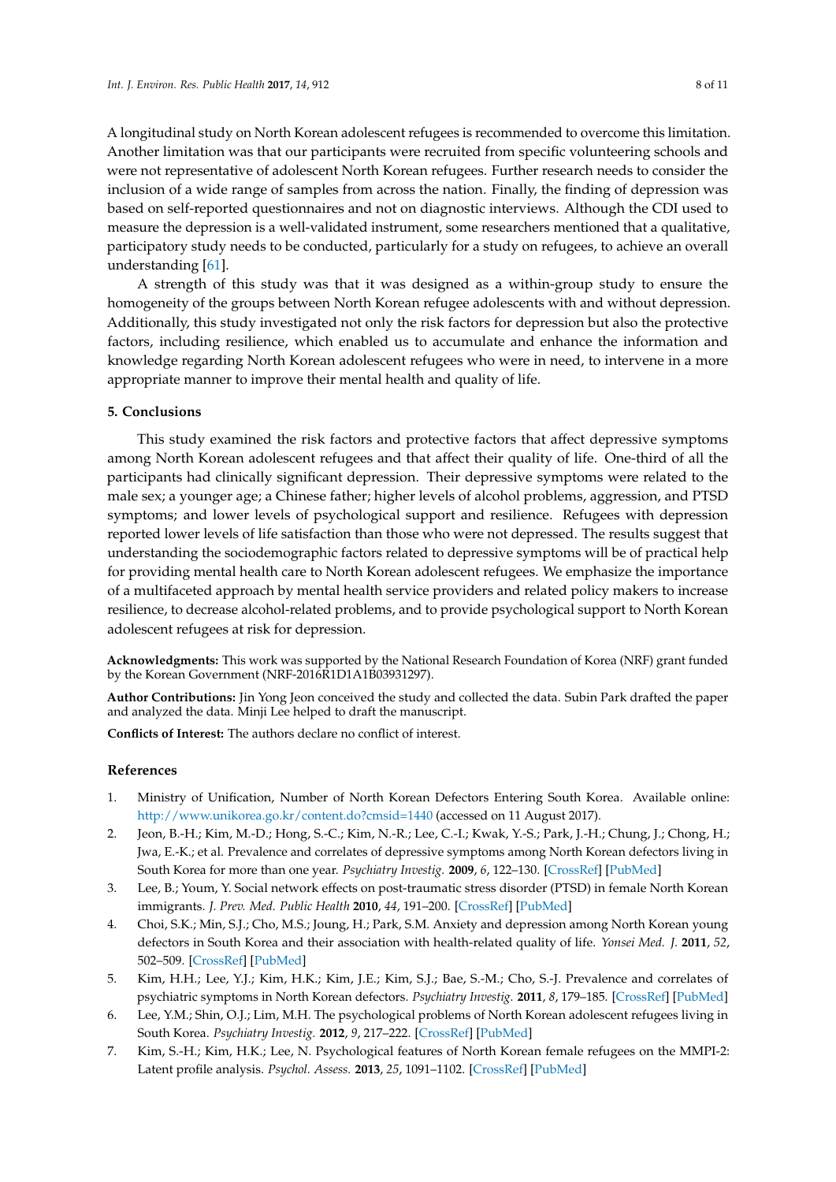A longitudinal study on North Korean adolescent refugees is recommended to overcome this limitation. Another limitation was that our participants were recruited from specific volunteering schools and were not representative of adolescent North Korean refugees. Further research needs to consider the inclusion of a wide range of samples from across the nation. Finally, the finding of depression was based on self-reported questionnaires and not on diagnostic interviews. Although the CDI used to measure the depression is a well-validated instrument, some researchers mentioned that a qualitative, participatory study needs to be conducted, particularly for a study on refugees, to achieve an overall understanding [61].

A strength of this study was that it was designed as a within-group study to ensure the homogeneity of the groups between North Korean refugee adolescents with and without depression. Additionally, this study investigated not only the risk factors for depression but also the protective factors, including resilience, which enabled us to accumulate and enhance the information and knowledge regarding North Korean adolescent refugees who were in need, to intervene in a more appropriate manner to improve their mental health and quality of life.

## 5. Conclusions

This study examined the risk factors and protective factors that affect depressive symptoms among North Korean adolescent refugees and that affect their quality of life. One-third of all the participants had clinically significant depression. Their depressive symptoms were related to the male sex; a younger age; a Chinese father; higher levels of alcohol problems, aggression, and PTSD symptoms; and lower levels of psychological support and resilience. Refugees with depression reported lower levels of life satisfaction than those who were not depressed. The results suggest that understanding the sociodemographic factors related to depressive symptoms will be of practical help for providing mental health care to North Korean adolescent refugees. We emphasize the importance of a multifaceted approach by mental health service providers and related policy makers to increase resilience, to decrease alcohol-related problems, and to provide psychological support to North Korean adolescent refugees at risk for depression.

**Acknowledgments:** This work was supported by the National Research Foundation of Korea (NRF) grant funded by the Korean Government (NRF-2016R1D1A1B03931297).

**Author Contributions:** Jin Yong Jeon conceived the study and collected the data. Subin Park drafted the paper and analyzed the data. Minji Lee helped to draft the manuscript.

**Conflicts of Interest:** The authors declare no conflict of interest.

## References

1. Ministry of Unification, Number of North Korean Defectors Entering South Korea. Available online: http://www.unikorea.go.kr/content.do?cmsid=1440 (accessed on 11 August 2017).
2. Jeon, B.-H.; Kim, M.-D.; Hong, S.-C.; Kim, N.-R.; Lee, C.-I.; Kwak, Y.-S.; Park, J.-H.; Chung, J.; Chong, H.; Jwa, E.-K.; et al. Prevalence and correlates of depressive symptoms among North Korean defectors living in South Korea for more than one year. *Psychiatry Investig.* **2009**, *6*, 122–130. [CrossRef] [PubMed]
3. Lee, B.; Youm, Y. Social network effects on post-traumatic stress disorder (PTSD) in female North Korean immigrants. *J. Prev. Med. Public Health* **2010**, *44*, 191–200. [CrossRef] [PubMed]
4. Choi, S.K.; Min, S.J.; Cho, M.S.; Joung, H.; Park, S.M. Anxiety and depression among North Korean young defectors in South Korea and their association with health-related quality of life. *Yonsei Med. J.* **2011**, *52*, 502–509. [CrossRef] [PubMed]
5. Kim, H.H.; Lee, Y.J.; Kim, H.K.; Kim, J.E.; Kim, S.J.; Bae, S.-M.; Cho, S.-J. Prevalence and correlates of psychiatric symptoms in North Korean defectors. *Psychiatry Investig.* **2011**, *8*, 179–185. [CrossRef] [PubMed]
6. Lee, Y.M.; Shin, O.J.; Lim, M.H. The psychological problems of North Korean adolescent refugees living in South Korea. *Psychiatry Investig.* **2012**, *9*, 217–222. [CrossRef] [PubMed]
7. Kim, S.-H.; Kim, H.K.; Lee, N. Psychological features of North Korean female refugees on the MMPI-2: Latent profile analysis. *Psychol. Assess.* **2013**, *25*, 1091–1102. [CrossRef] [PubMed]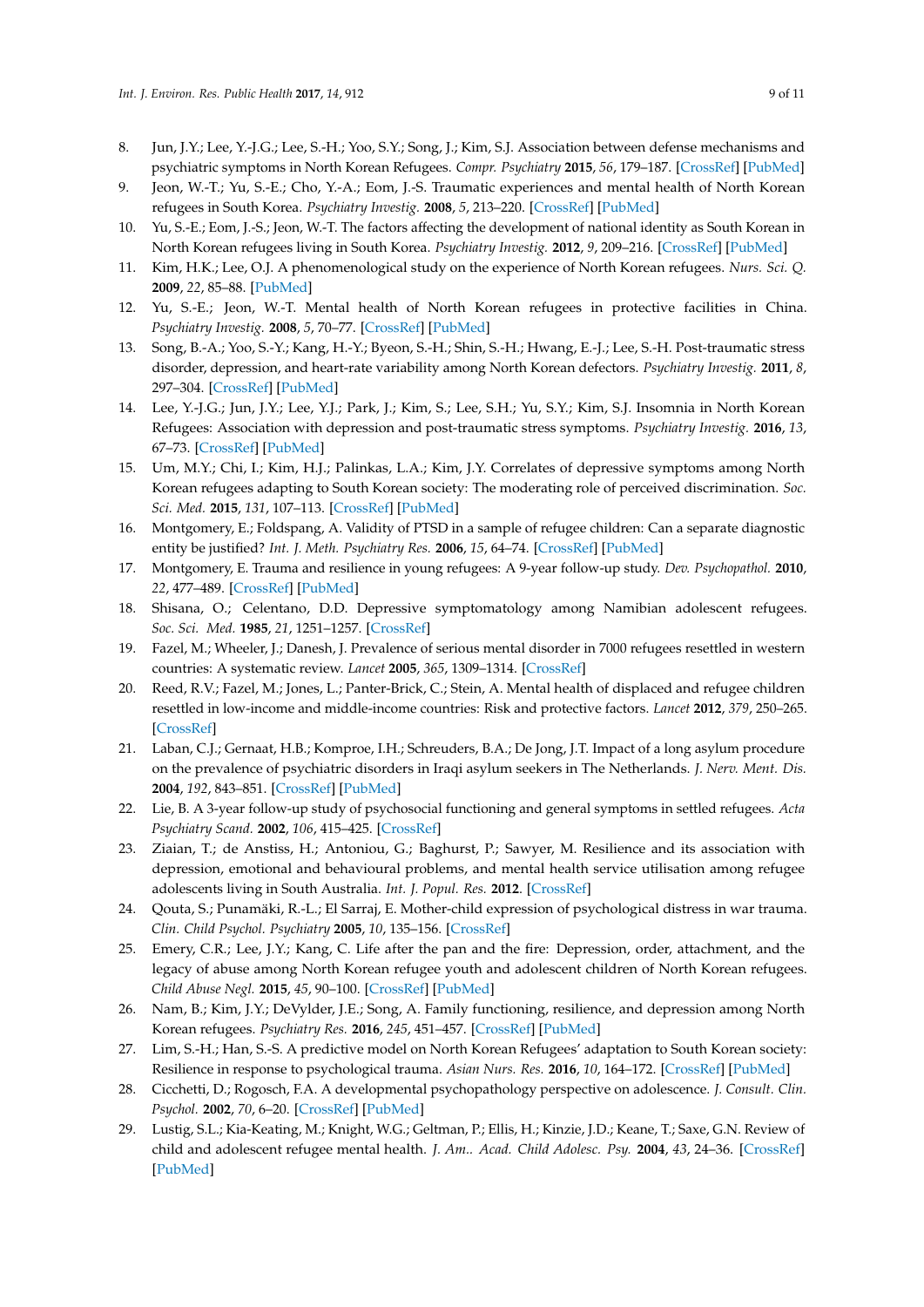8. Jun, J.Y.; Lee, Y.-J.G.; Lee, S.-H.; Yoo, S.Y.; Song, J.; Kim, S.J. Association between defense mechanisms and psychiatric symptoms in North Korean Refugees. *Compr. Psychiatry* **2015**, *56*, 179–187. [CrossRef] [PubMed]
9. Jeon, W.-T.; Yu, S.-E.; Cho, Y.-A.; Eom, J.-S. Traumatic experiences and mental health of North Korean refugees in South Korea. *Psychiatry Investig.* **2008**, *5*, 213–220. [CrossRef] [PubMed]
10. Yu, S.-E.; Eom, J.-S.; Jeon, W.-T. The factors affecting the development of national identity as South Korean in North Korean refugees living in South Korea. *Psychiatry Investig.* **2012**, *9*, 209–216. [CrossRef] [PubMed]
11. Kim, H.K.; Lee, O.J. A phenomenological study on the experience of North Korean refugees. *Nurs. Sci. Q.* **2009**, *22*, 85–88. [PubMed]
12. Yu, S.-E.; Jeon, W.-T. Mental health of North Korean refugees in protective facilities in China. *Psychiatry Investig.* **2008**, *5*, 70–77. [CrossRef] [PubMed]
13. Song, B.-A.; Yoo, S.-Y.; Kang, H.-Y.; Byeon, S.-H.; Shin, S.-H.; Hwang, E.-J.; Lee, S.-H. Post-traumatic stress disorder, depression, and heart-rate variability among North Korean defectors. *Psychiatry Investig.* **2011**, *8*, 297–304. [CrossRef] [PubMed]
14. Lee, Y.-J.G.; Jun, J.Y.; Lee, Y.J.; Park, J.; Kim, S.; Lee, S.H.; Yu, S.Y.; Kim, S.J. Insomnia in North Korean Refugees: Association with depression and post-traumatic stress symptoms. *Psychiatry Investig.* **2016**, *13*, 67–73. [CrossRef] [PubMed]
15. Um, M.Y.; Chi, I.; Kim, H.J.; Palinkas, L.A.; Kim, J.Y. Correlates of depressive symptoms among North Korean refugees adapting to South Korean society: The moderating role of perceived discrimination. *Soc. Sci. Med.* **2015**, *131*, 107–113. [CrossRef] [PubMed]
16. Montgomery, E.; Foldspang, A. Validity of PTSD in a sample of refugee children: Can a separate diagnostic entity be justified? *Int. J. Meth. Psychiatry Res.* **2006**, *15*, 64–74. [CrossRef] [PubMed]
17. Montgomery, E. Trauma and resilience in young refugees: A 9-year follow-up study. *Dev. Psychopathol.* **2010**, *22*, 477–489. [CrossRef] [PubMed]
18. Shisana, O.; Celentano, D.D. Depressive symptomatology among Namibian adolescent refugees. *Soc. Sci. Med.* **1985**, *21*, 1251–1257. [CrossRef]
19. Fazel, M.; Wheeler, J.; Danesh, J. Prevalence of serious mental disorder in 7000 refugees resettled in western countries: A systematic review. *Lancet* **2005**, *365*, 1309–1314. [CrossRef]
20. Reed, R.V.; Fazel, M.; Jones, L.; Panter-Brick, C.; Stein, A. Mental health of displaced and refugee children resettled in low-income and middle-income countries: Risk and protective factors. *Lancet* **2012**, *379*, 250–265. [CrossRef]
21. Laban, C.J.; Gernaat, H.B.; Komproe, I.H.; Schreuders, B.A.; De Jong, J.T. Impact of a long asylum procedure on the prevalence of psychiatric disorders in Iraqi asylum seekers in The Netherlands. *J. Nerv. Ment. Dis.* **2004**, *192*, 843–851. [CrossRef] [PubMed]
22. Lie, B. A 3-year follow-up study of psychosocial functioning and general symptoms in settled refugees. *Acta Psychiatry Scand.* **2002**, *106*, 415–425. [CrossRef]
23. Ziaian, T.; de Anstiss, H.; Antoniou, G.; Baghurst, P.; Sawyer, M. Resilience and its association with depression, emotional and behavioural problems, and mental health service utilisation among refugee adolescents living in South Australia. *Int. J. Popul. Res.* **2012**. [CrossRef]
24. Qouta, S.; Punamäki, R.-L.; El Sarraj, E. Mother-child expression of psychological distress in war trauma. *Clin. Child Psychol. Psychiatry* **2005**, *10*, 135–156. [CrossRef]
25. Emery, C.R.; Lee, J.Y.; Kang, C. Life after the pan and the fire: Depression, order, attachment, and the legacy of abuse among North Korean refugee youth and adolescent children of North Korean refugees. *Child Abuse Negl.* **2015**, *45*, 90–100. [CrossRef] [PubMed]
26. Nam, B.; Kim, J.Y.; DeVylder, J.E.; Song, A. Family functioning, resilience, and depression among North Korean refugees. *Psychiatry Res.* **2016**, *245*, 451–457. [CrossRef] [PubMed]
27. Lim, S.-H.; Han, S.-S. A predictive model on North Korean Refugees' adaptation to South Korean society: Resilience in response to psychological trauma. *Asian Nurs. Res.* **2016**, *10*, 164–172. [CrossRef] [PubMed]
28. Cicchetti, D.; Rogosch, F.A. A developmental psychopathology perspective on adolescence. *J. Consult. Clin. Psychol.* **2002**, *70*, 6–20. [CrossRef] [PubMed]
29. Lustig, S.L.; Kia-Keating, M.; Knight, W.G.; Geltman, P.; Ellis, H.; Kinzie, J.D.; Keane, T.; Saxe, G.N. Review of child and adolescent refugee mental health. *J. Am.. Acad. Child Adolesc. Psy.* **2004**, *43*, 24–36. [CrossRef] [PubMed]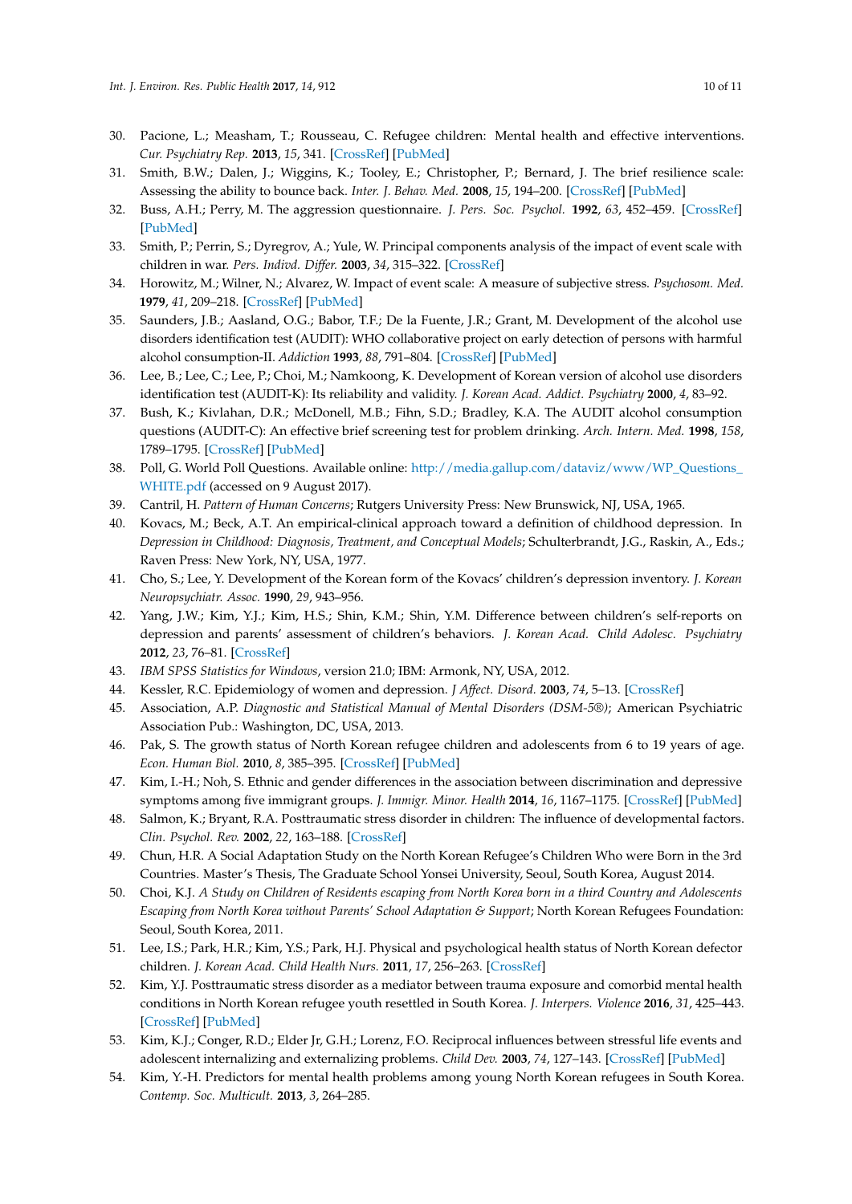30. Pacione, L.; Measham, T.; Rousseau, C. Refugee children: Mental health and effective interventions. *Cur. Psychiatry Rep.* **2013**, *15*, 341. [CrossRef] [PubMed]
31. Smith, B.W.; Dalen, J.; Wiggins, K.; Tooley, E.; Christopher, P.; Bernard, J. The brief resilience scale: Assessing the ability to bounce back. *Inter. J. Behav. Med.* **2008**, *15*, 194–200. [CrossRef] [PubMed]
32. Buss, A.H.; Perry, M. The aggression questionnaire. *J. Pers. Soc. Psychol.* **1992**, *63*, 452–459. [CrossRef] [PubMed]
33. Smith, P.; Perrin, S.; Dyregrov, A.; Yule, W. Principal components analysis of the impact of event scale with children in war. *Pers. Individ. Differ.* **2003**, *34*, 315–322. [CrossRef]
34. Horowitz, M.; Wilner, N.; Alvarez, W. Impact of event scale: A measure of subjective stress. *Psychosom. Med.* **1979**, *41*, 209–218. [CrossRef] [PubMed]
35. Saunders, J.B.; Aasland, O.G.; Babor, T.F.; De la Fuente, J.R.; Grant, M. Development of the alcohol use disorders identification test (AUDIT): WHO collaborative project on early detection of persons with harmful alcohol consumption-II. *Addiction* **1993**, *88*, 791–804. [CrossRef] [PubMed]
36. Lee, B.; Lee, C.; Lee, P.; Choi, M.; Namkoong, K. Development of Korean version of alcohol use disorders identification test (AUDIT-K): Its reliability and validity. *J. Korean Acad. Addict. Psychiatry* **2000**, *4*, 83–92.
37. Bush, K.; Kivlahan, D.R.; McDonell, M.B.; Fihn, S.D.; Bradley, K.A. The AUDIT alcohol consumption questions (AUDIT-C): An effective brief screening test for problem drinking. *Arch. Intern. Med.* **1998**, *158*, 1789–1795. [CrossRef] [PubMed]
38. Poll, G. World Poll Questions. Available online: http://media.gallup.com/dataviz/www/WP_Questions_WHITE.pdf (accessed on 9 August 2017).
39. Cantril, H. *Pattern of Human Concerns*; Rutgers University Press: New Brunswick, NJ, USA, 1965.
40. Kovacs, M.; Beck, A.T. An empirical-clinical approach toward a definition of childhood depression. In *Depression in Childhood: Diagnosis, Treatment, and Conceptual Models*; Schulterbrandt, J.G., Raskin, A., Eds.; Raven Press: New York, NY, USA, 1977.
41. Cho, S.; Lee, Y. Development of the Korean form of the Kovacs' children's depression inventory. *J. Korean Neuropsychiatr. Assoc.* **1990**, *29*, 943–956.
42. Yang, J.W.; Kim, Y.J.; Kim, H.S.; Shin, K.M.; Shin, Y.M. Difference between children's self-reports on depression and parents' assessment of children's behaviors. *J. Korean Acad. Child Adolesc. Psychiatry* **2012**, *23*, 76–81. [CrossRef]
43. *IBM SPSS Statistics for Windows*, version 21.0; IBM: Armonk, NY, USA, 2012.
44. Kessler, R.C. Epidemiology of women and depression. *J Affect. Disord.* **2003**, *74*, 5–13. [CrossRef]
45. Association, A.P. *Diagnostic and Statistical Manual of Mental Disorders (DSM-5®)*; American Psychiatric Association Pub.: Washington, DC, USA, 2013.
46. Pak, S. The growth status of North Korean refugee children and adolescents from 6 to 19 years of age. *Econ. Human Biol.* **2010**, *8*, 385–395. [CrossRef] [PubMed]
47. Kim, I.-H.; Noh, S. Ethnic and gender differences in the association between discrimination and depressive symptoms among five immigrant groups. *J. Immigr. Minor. Health* **2014**, *16*, 1167–1175. [CrossRef] [PubMed]
48. Salmon, K.; Bryant, R.A. Posttraumatic stress disorder in children: The influence of developmental factors. *Clin. Psychol. Rev.* **2002**, *22*, 163–188. [CrossRef]
49. Chun, H.R. A Social Adaptation Study on the North Korean Refugee's Children Who were Born in the 3rd Countries. Master's Thesis, The Graduate School Yonsei University, Seoul, South Korea, August 2014.
50. Choi, K.J. *A Study on Children of Residents escaping from North Korea born in a third Country and Adolescents Escaping from North Korea without Parents' School Adaptation & Support*; North Korean Refugees Foundation: Seoul, South Korea, 2011.
51. Lee, I.S.; Park, H.R.; Kim, Y.S.; Park, H.J. Physical and psychological health status of North Korean defector children. *J. Korean Acad. Child Health Nurs.* **2011**, *17*, 256–263. [CrossRef]
52. Kim, Y.J. Posttraumatic stress disorder as a mediator between trauma exposure and comorbid mental health conditions in North Korean refugee youth resettled in South Korea. *J. Interpers. Violence* **2016**, *31*, 425–443. [CrossRef] [PubMed]
53. Kim, K.J.; Conger, R.D.; Elder Jr, G.H.; Lorenz, F.O. Reciprocal influences between stressful life events and adolescent internalizing and externalizing problems. *Child Dev.* **2003**, *74*, 127–143. [CrossRef] [PubMed]
54. Kim, Y.-H. Predictors for mental health problems among young North Korean refugees in South Korea. *Contemp. Soc. Multicult.* **2013**, *3*, 264–285.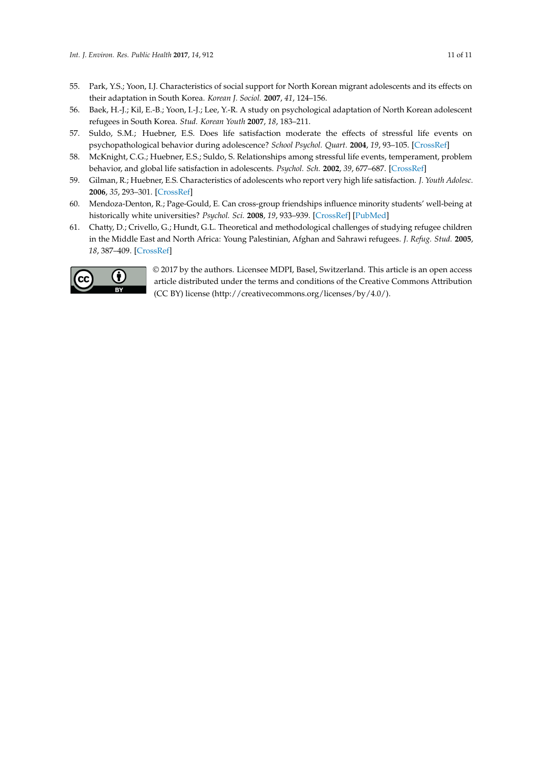55. Park, Y.S.; Yoon, I.J. Characteristics of social support for North Korean migrant adolescents and its effects on their adaptation in South Korea. *Korean J. Sociol.* **2007**, *41*, 124–156.
56. Baek, H.-J.; Kil, E.-B.; Yoon, I.-J.; Lee, Y.-R. A study on psychological adaptation of North Korean adolescent refugees in South Korea. *Stud. Korean Youth* **2007**, *18*, 183–211.
57. Suldo, S.M.; Huebner, E.S. Does life satisfaction moderate the effects of stressful life events on psychopathological behavior during adolescence? *School Psychol. Quart.* **2004**, *19*, 93–105. [CrossRef]
58. McKnight, C.G.; Huebner, E.S.; Suldo, S. Relationships among stressful life events, temperament, problem behavior, and global life satisfaction in adolescents. *Psychol. Sch.* **2002**, *39*, 677–687. [CrossRef]
59. Gilman, R.; Huebner, E.S. Characteristics of adolescents who report very high life satisfaction. *J. Youth Adolesc.* **2006**, *35*, 293–301. [CrossRef]
60. Mendoza-Denton, R.; Page-Gould, E. Can cross-group friendships influence minority students' well-being at historically white universities? *Psychol. Sci.* **2008**, *19*, 933–939. [CrossRef] [PubMed]
61. Chatty, D.; Crivello, G.; Hundt, G.L. Theoretical and methodological challenges of studying refugee children in the Middle East and North Africa: Young Palestinian, Afghan and Sahrawi refugees. *J. Refug. Stud.* **2005**, *18*, 387–409. [CrossRef]

© 2017 by the authors. Licensee MDPI, Basel, Switzerland. This article is an open access article distributed under the terms and conditions of the Creative Commons Attribution (CC BY) license (http://creativecommons.org/licenses/by/4.0/).